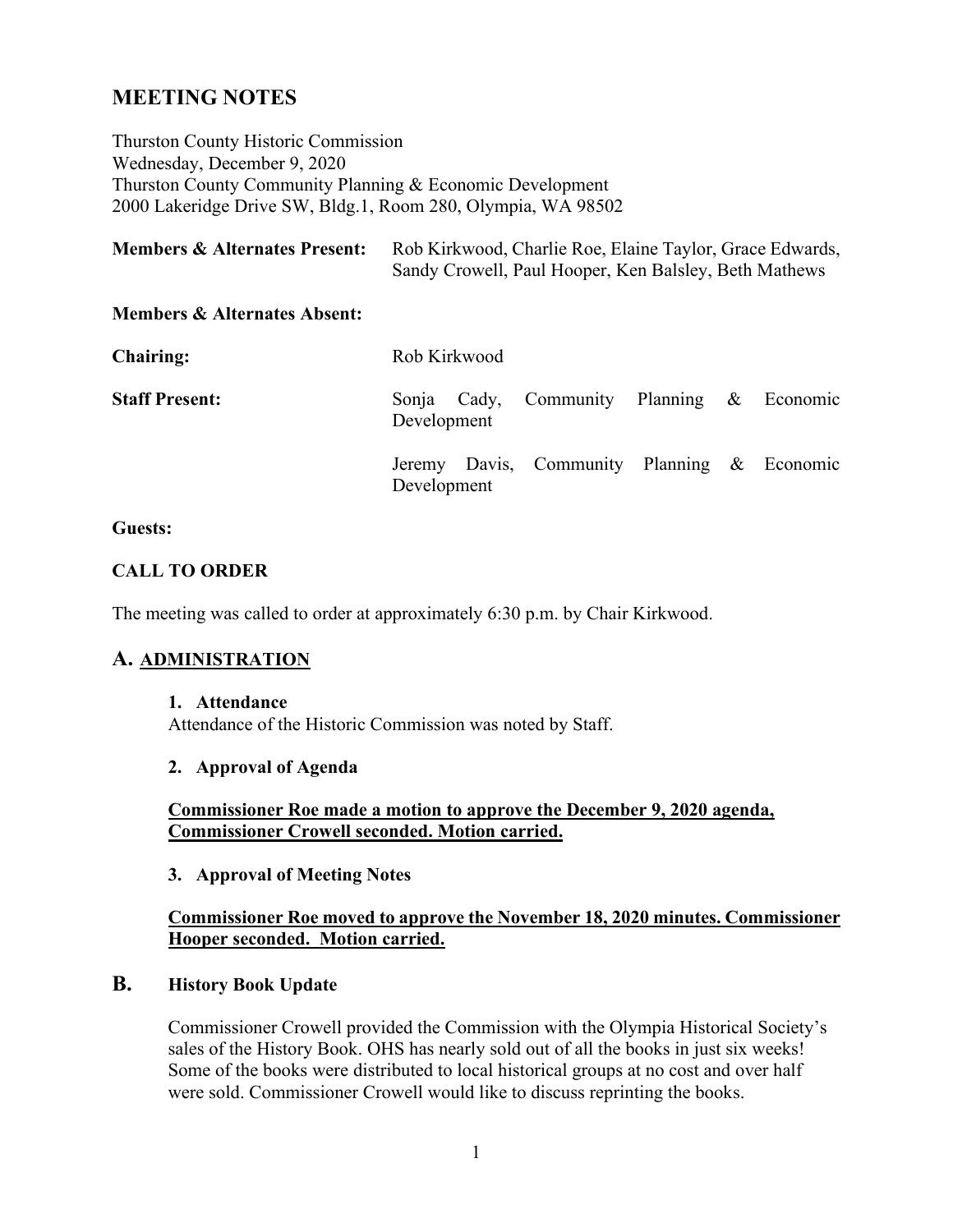# MEETING NOTES

Thurston County Historic Commission
Wednesday, December 9, 2020
Thurston County Community Planning & Economic Development
2000 Lakeridge Drive SW, Bldg.1, Room 280, Olympia, WA 98502

| | |
|---|---|
| **Members & Alternates Present:** | Rob Kirkwood, Charlie Roe, Elaine Taylor, Grace Edwards, Sandy Crowell, Paul Hooper, Ken Balsley, Beth Mathews |
| **Members & Alternates Absent:** | |
| **Chairing:** | Rob Kirkwood |
| **Staff Present:** | Sonja Cady, Community Planning & Economic Development<br>Jeremy Davis, Community Planning & Economic Development |

**Guests:**

**CALL TO ORDER**

The meeting was called to order at approximately 6:30 p.m. by Chair Kirkwood.

## A. ADMINISTRATION

**1. Attendance**

Attendance of the Historic Commission was noted by Staff.

**2. Approval of Agenda**

**Commissioner Roe made a motion to approve the December 9, 2020 agenda, Commissioner Crowell seconded. Motion carried.**

**3. Approval of Meeting Notes**

**Commissioner Roe moved to approve the November 18, 2020 minutes. Commissioner Hooper seconded. Motion carried.**

## B. History Book Update

Commissioner Crowell provided the Commission with the Olympia Historical Society's sales of the History Book. OHS has nearly sold out of all the books in just six weeks! Some of the books were distributed to local historical groups at no cost and over half were sold. Commissioner Crowell would like to discuss reprinting the books.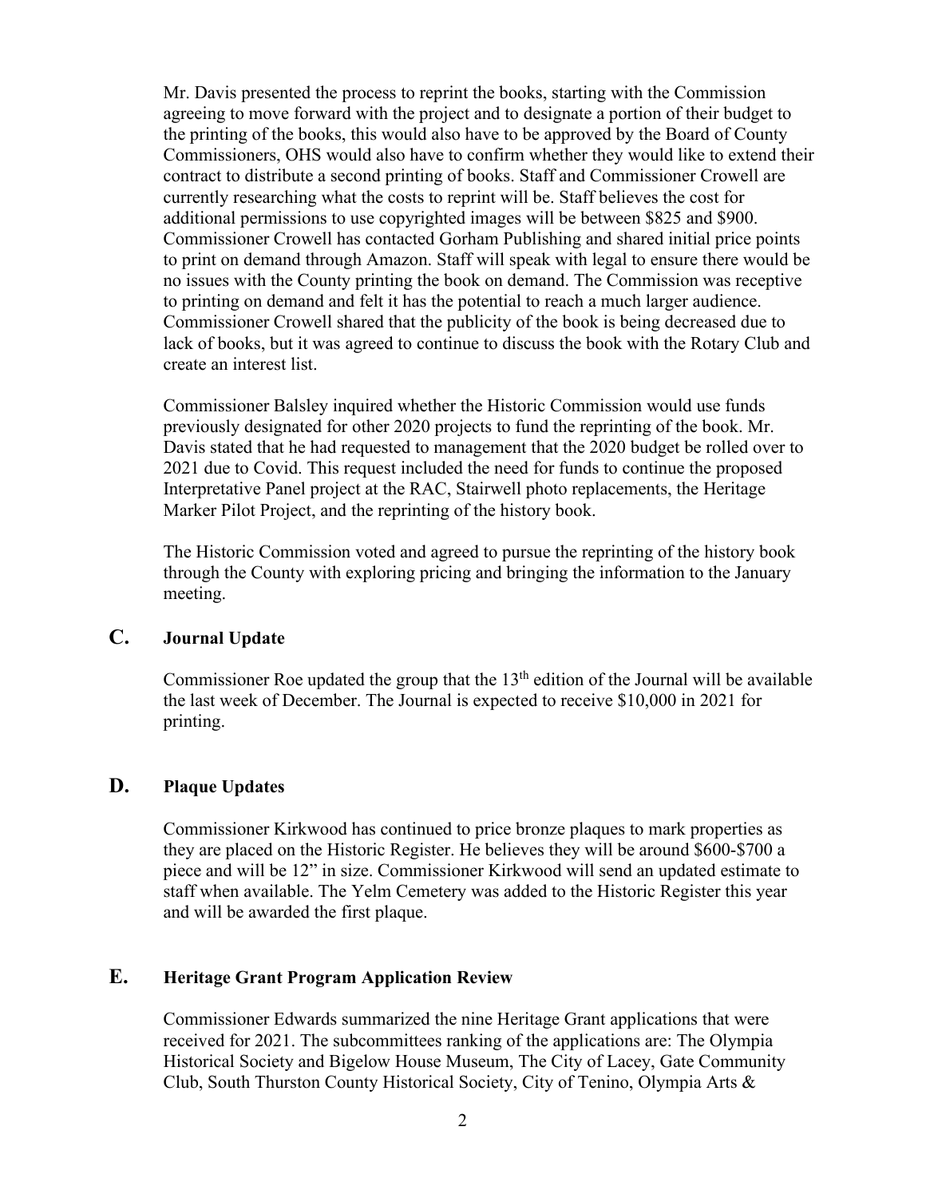Mr. Davis presented the process to reprint the books, starting with the Commission agreeing to move forward with the project and to designate a portion of their budget to the printing of the books, this would also have to be approved by the Board of County Commissioners, OHS would also have to confirm whether they would like to extend their contract to distribute a second printing of books. Staff and Commissioner Crowell are currently researching what the costs to reprint will be. Staff believes the cost for additional permissions to use copyrighted images will be between $825 and $900. Commissioner Crowell has contacted Gorham Publishing and shared initial price points to print on demand through Amazon. Staff will speak with legal to ensure there would be no issues with the County printing the book on demand. The Commission was receptive to printing on demand and felt it has the potential to reach a much larger audience. Commissioner Crowell shared that the publicity of the book is being decreased due to lack of books, but it was agreed to continue to discuss the book with the Rotary Club and create an interest list.

Commissioner Balsley inquired whether the Historic Commission would use funds previously designated for other 2020 projects to fund the reprinting of the book. Mr. Davis stated that he had requested to management that the 2020 budget be rolled over to 2021 due to Covid. This request included the need for funds to continue the proposed Interpretative Panel project at the RAC, Stairwell photo replacements, the Heritage Marker Pilot Project, and the reprinting of the history book.

The Historic Commission voted and agreed to pursue the reprinting of the history book through the County with exploring pricing and bringing the information to the January meeting.

## C. Journal Update

Commissioner Roe updated the group that the 13th edition of the Journal will be available the last week of December. The Journal is expected to receive $10,000 in 2021 for printing.

## D. Plaque Updates

Commissioner Kirkwood has continued to price bronze plaques to mark properties as they are placed on the Historic Register. He believes they will be around $600-$700 a piece and will be 12" in size. Commissioner Kirkwood will send an updated estimate to staff when available. The Yelm Cemetery was added to the Historic Register this year and will be awarded the first plaque.

## E. Heritage Grant Program Application Review

Commissioner Edwards summarized the nine Heritage Grant applications that were received for 2021. The subcommittees ranking of the applications are: The Olympia Historical Society and Bigelow House Museum, The City of Lacey, Gate Community Club, South Thurston County Historical Society, City of Tenino, Olympia Arts &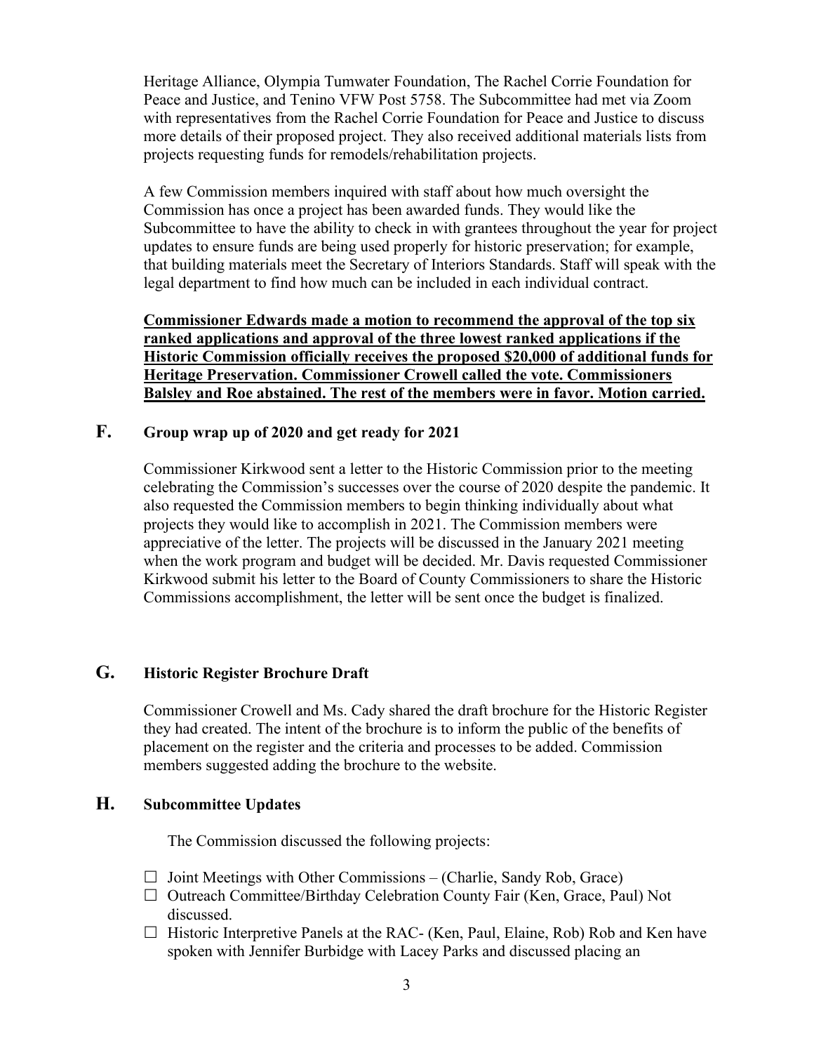Heritage Alliance, Olympia Tumwater Foundation, The Rachel Corrie Foundation for Peace and Justice, and Tenino VFW Post 5758. The Subcommittee had met via Zoom with representatives from the Rachel Corrie Foundation for Peace and Justice to discuss more details of their proposed project. They also received additional materials lists from projects requesting funds for remodels/rehabilitation projects.

A few Commission members inquired with staff about how much oversight the Commission has once a project has been awarded funds. They would like the Subcommittee to have the ability to check in with grantees throughout the year for project updates to ensure funds are being used properly for historic preservation; for example, that building materials meet the Secretary of Interiors Standards. Staff will speak with the legal department to find how much can be included in each individual contract.

**Commissioner Edwards made a motion to recommend the approval of the top six ranked applications and approval of the three lowest ranked applications if the Historic Commission officially receives the proposed $20,000 of additional funds for Heritage Preservation. Commissioner Crowell called the vote. Commissioners Balsley and Roe abstained. The rest of the members were in favor. Motion carried.**

## F. Group wrap up of 2020 and get ready for 2021

Commissioner Kirkwood sent a letter to the Historic Commission prior to the meeting celebrating the Commission's successes over the course of 2020 despite the pandemic. It also requested the Commission members to begin thinking individually about what projects they would like to accomplish in 2021. The Commission members were appreciative of the letter. The projects will be discussed in the January 2021 meeting when the work program and budget will be decided. Mr. Davis requested Commissioner Kirkwood submit his letter to the Board of County Commissioners to share the Historic Commissions accomplishment, the letter will be sent once the budget is finalized.

## G. Historic Register Brochure Draft

Commissioner Crowell and Ms. Cady shared the draft brochure for the Historic Register they had created. The intent of the brochure is to inform the public of the benefits of placement on the register and the criteria and processes to be added. Commission members suggested adding the brochure to the website.

## H. Subcommittee Updates

The Commission discussed the following projects:

- ☐ Joint Meetings with Other Commissions – (Charlie, Sandy Rob, Grace)
- ☐ Outreach Committee/Birthday Celebration County Fair (Ken, Grace, Paul) Not discussed.
- ☐ Historic Interpretive Panels at the RAC- (Ken, Paul, Elaine, Rob) Rob and Ken have spoken with Jennifer Burbidge with Lacey Parks and discussed placing an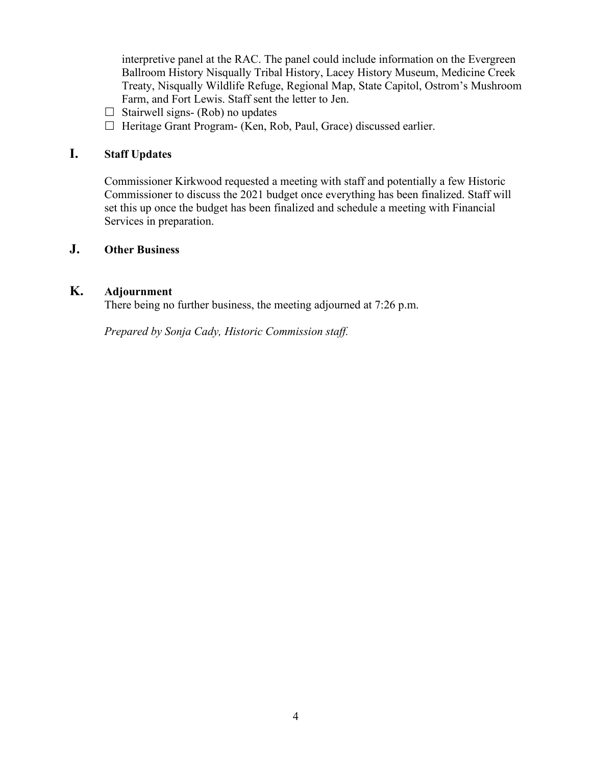interpretive panel at the RAC. The panel could include information on the Evergreen Ballroom History Nisqually Tribal History, Lacey History Museum, Medicine Creek Treaty, Nisqually Wildlife Refuge, Regional Map, State Capitol, Ostrom's Mushroom Farm, and Fort Lewis. Staff sent the letter to Jen.

- ☐ Stairwell signs- (Rob) no updates
- ☐ Heritage Grant Program- (Ken, Rob, Paul, Grace) discussed earlier.

## I. Staff Updates

Commissioner Kirkwood requested a meeting with staff and potentially a few Historic Commissioner to discuss the 2021 budget once everything has been finalized. Staff will set this up once the budget has been finalized and schedule a meeting with Financial Services in preparation.

## J. Other Business

## K. Adjournment

There being no further business, the meeting adjourned at 7:26 p.m.

*Prepared by Sonja Cady, Historic Commission staff.*